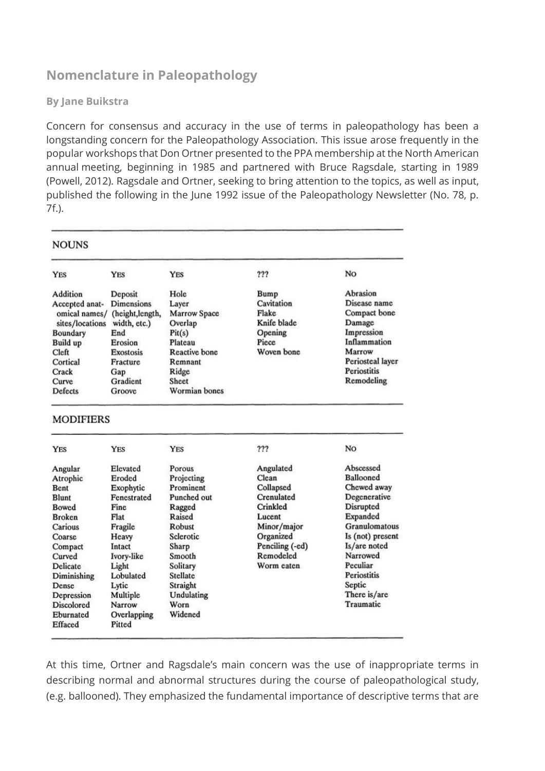## Nomenclature in Paleopathology

**By Jane Buikstra**

Concern for consensus and accuracy in the use of terms in paleopathology has been a longstanding concern for the Paleopathology Association. This issue arose frequently in the popular workshops that Don Ortner presented to the PPA membership at the North American annual meeting, beginning in 1985 and partnered with Bruce Ragsdale, starting in 1989 (Powell, 2012). Ragsdale and Ortner, seeking to bring attention to the topics, as well as input, published the following in the June 1992 issue of the Paleopathology Newsletter (No. 78, p. 7f.).

**NOUNS**

| YES | YES | YES | ??? | NO |
|---|---|---|---|---|
| Addition | Deposit | Hole | Bump | Abrasion |
| Accepted anatomical names/sites/locations | Dimensions (height, length, width, etc.) | Layer | Cavitation | Disease name |
| Boundary | End | Marrow Space | Flake | Compact bone |
| Build up | Erosion | Overlap | Knife blade | Damage |
| Cleft | Exostosis | Pit(s) | Opening | Impression |
| Cortical | Fracture | Plateau | Piece | Inflammation |
| Crack | Gap | Reactive bone | Woven bone | Marrow |
| Curve | Gradient | Remnant | | Periosteal layer |
| Defects | Groove | Ridge | | Periostitis |
| | | Sheet | | Remodeling |
| | | Wormian bones | | |

**MODIFIERS**

| YES | YES | YES | ??? | NO |
|---|---|---|---|---|
| Angular | Elevated | Porous | Angulated | Abscessed |
| Atrophic | Eroded | Projecting | Clean | Ballooned |
| Bent | Exophytic | Prominent | Collapsed | Chewed away |
| Blunt | Fenestrated | Punched out | Crenulated | Degenerative |
| Bowed | Fine | Ragged | Crinkled | Disrupted |
| Broken | Flat | Raised | Lucent | Expanded |
| Carious | Fragile | Robust | Minor/major | Granulomatous |
| Coarse | Heavy | Sclerotic | Organized | Is (not) present |
| Compact | Intact | Sharp | Penciling (-ed) | Is/are noted |
| Curved | Ivory-like | Smooth | Remodeled | Narrowed |
| Delicate | Light | Solitary | Worm eaten | Peculiar |
| Diminishing | Lobulated | Stellate | | Periostitis |
| Dense | Lytic | Straight | | Septic |
| Depression | Multiple | Undulating | | There is/are |
| Discolored | Narrow | Worn | | Traumatic |
| Eburnated | Overlapping | Widened | | |
| Effaced | Pitted | | | |

At this time, Ortner and Ragsdale's main concern was the use of inappropriate terms in describing normal and abnormal structures during the course of paleopathological study, (e.g. ballooned). They emphasized the fundamental importance of descriptive terms that are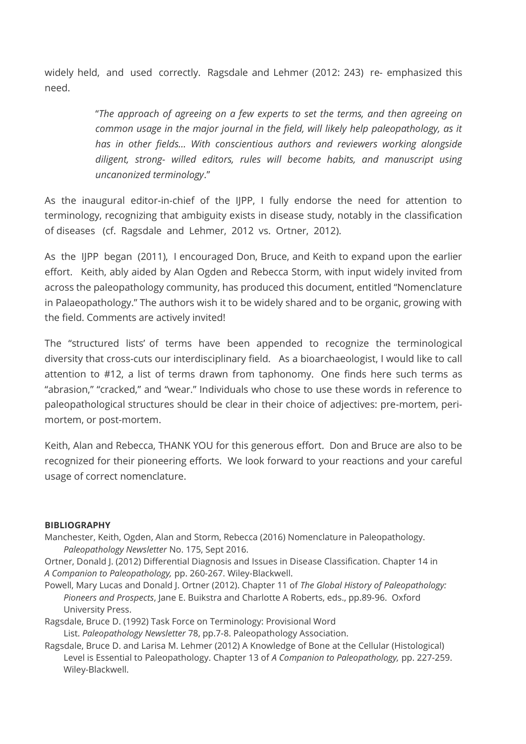widely held, and used correctly. Ragsdale and Lehmer (2012: 243) re- emphasized this need.

> "*The approach of agreeing on a few experts to set the terms, and then agreeing on common usage in the major journal in the field, will likely help paleopathology, as it has in other fields... With conscientious authors and reviewers working alongside diligent, strong- willed editors, rules will become habits, and manuscript using uncanonized terminology*."

As the inaugural editor-in-chief of the IJPP, I fully endorse the need for attention to terminology, recognizing that ambiguity exists in disease study, notably in the classification of diseases (cf. Ragsdale and Lehmer, 2012 vs. Ortner, 2012).

As the IJPP began (2011), I encouraged Don, Bruce, and Keith to expand upon the earlier effort. Keith, ably aided by Alan Ogden and Rebecca Storm, with input widely invited from across the paleopathology community, has produced this document, entitled "Nomenclature in Palaeopathology." The authors wish it to be widely shared and to be organic, growing with the field. Comments are actively invited!

The "structured lists' of terms have been appended to recognize the terminological diversity that cross-cuts our interdisciplinary field. As a bioarchaeologist, I would like to call attention to #12, a list of terms drawn from taphonomy. One finds here such terms as "abrasion," "cracked," and "wear." Individuals who chose to use these words in reference to paleopathological structures should be clear in their choice of adjectives: pre-mortem, peri-mortem, or post-mortem.

Keith, Alan and Rebecca, THANK YOU for this generous effort. Don and Bruce are also to be recognized for their pioneering efforts. We look forward to your reactions and your careful usage of correct nomenclature.

**BIBLIOGRAPHY**

Manchester, Keith, Ogden, Alan and Storm, Rebecca (2016) Nomenclature in Paleopathology. *Paleopathology Newsletter* No. 175, Sept 2016.

Ortner, Donald J. (2012) Differential Diagnosis and Issues in Disease Classification. Chapter 14 in *A Companion to Paleopathology,* pp. 260-267. Wiley-Blackwell.

Powell, Mary Lucas and Donald J. Ortner (2012). Chapter 11 of *The Global History of Paleopathology: Pioneers and Prospects*, Jane E. Buikstra and Charlotte A Roberts, eds., pp.89-96. Oxford University Press.

Ragsdale, Bruce D. (1992) Task Force on Terminology: Provisional Word List. *Paleopathology Newsletter* 78, pp.7-8. Paleopathology Association.

Ragsdale, Bruce D. and Larisa M. Lehmer (2012) A Knowledge of Bone at the Cellular (Histological) Level is Essential to Paleopathology. Chapter 13 of *A Companion to Paleopathology,* pp. 227-259. Wiley-Blackwell.